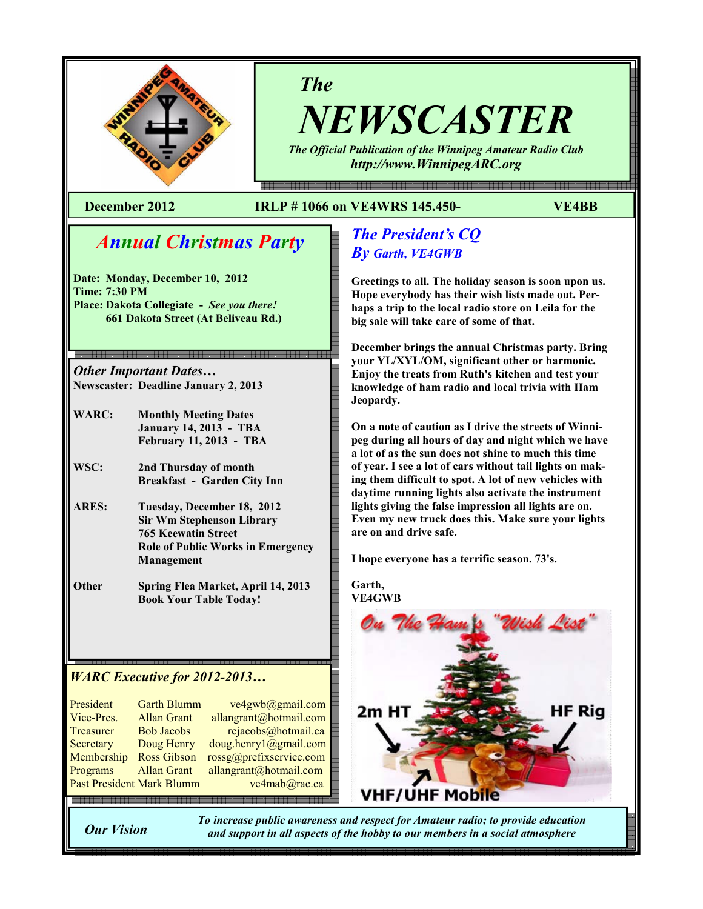# The NEWSCASTER

*The Official Publication of the Winnipeg Amateur Radio Club*
*http://www.WinnipegARC.org*

**December 2012** | **IRLP # 1066 on VE4WRS 145.450-** | **VE4BB**

## *Annual Christmas Party*

**Date: Monday, December 10, 2012**
**Time: 7:30 PM**
**Place: Dakota Collegiate - *See you there!***
**661 Dakota Street (At Beliveau Rd.)**

### *Other Important Dates…*

**Newscaster: Deadline January 2, 2013**

| | |
|---|---|
| **WARC:** | **Monthly Meeting Dates**<br>**January 14, 2013 - TBA**<br>**February 11, 2013 - TBA** |
| **WSC:** | **2nd Thursday of month**<br>**Breakfast - Garden City Inn** |
| **ARES:** | **Tuesday, December 18, 2012**<br>**Sir Wm Stephenson Library**<br>**765 Keewatin Street**<br>**Role of Public Works in Emergency Management** |
| **Other** | **Spring Flea Market, April 14, 2013**<br>**Book Your Table Today!** |

### *WARC Executive for 2012-2013…*

| | | |
|---|---|---|
| President | Garth Blumm | ve4gwb@gmail.com |
| Vice-Pres. | Allan Grant | allangrant@hotmail.com |
| Treasurer | Bob Jacobs | rcjacobs@hotmail.ca |
| Secretary | Doug Henry | doug.henry1@gmail.com |
| Membership | Ross Gibson | rossg@prefixservice.com |
| Programs | Allan Grant | allangrant@hotmail.com |
| Past President | Mark Blumm | ve4mab@rac.ca |

## *The President's CQ*
### *By Garth, VE4GWB*

**Greetings to all. The holiday season is soon upon us. Hope everybody has their wish lists made out. Perhaps a trip to the local radio store on Leila for the big sale will take care of some of that.**

**December brings the annual Christmas party. Bring your YL/XYL/OM, significant other or harmonic. Enjoy the treats from Ruth's kitchen and test your knowledge of ham radio and local trivia with Ham Jeopardy.**

**On a note of caution as I drive the streets of Winnipeg during all hours of day and night which we have a lot of as the sun does not shine to much this time of year. I see a lot of cars without tail lights on making them difficult to spot. A lot of new vehicles with daytime running lights also activate the instrument lights giving the false impression all lights are on. Even my new truck does this. Make sure your lights are on and drive safe.**

**I hope everyone has a terrific season. 73's.**

**Garth,**
**VE4GWB**

On The Ham's "Wish List"

2m HT — HF Rig — VHF/UHF Mobile

**Our Vision** — *To increase public awareness and respect for Amateur radio; to provide education and support in all aspects of the hobby to our members in a social atmosphere*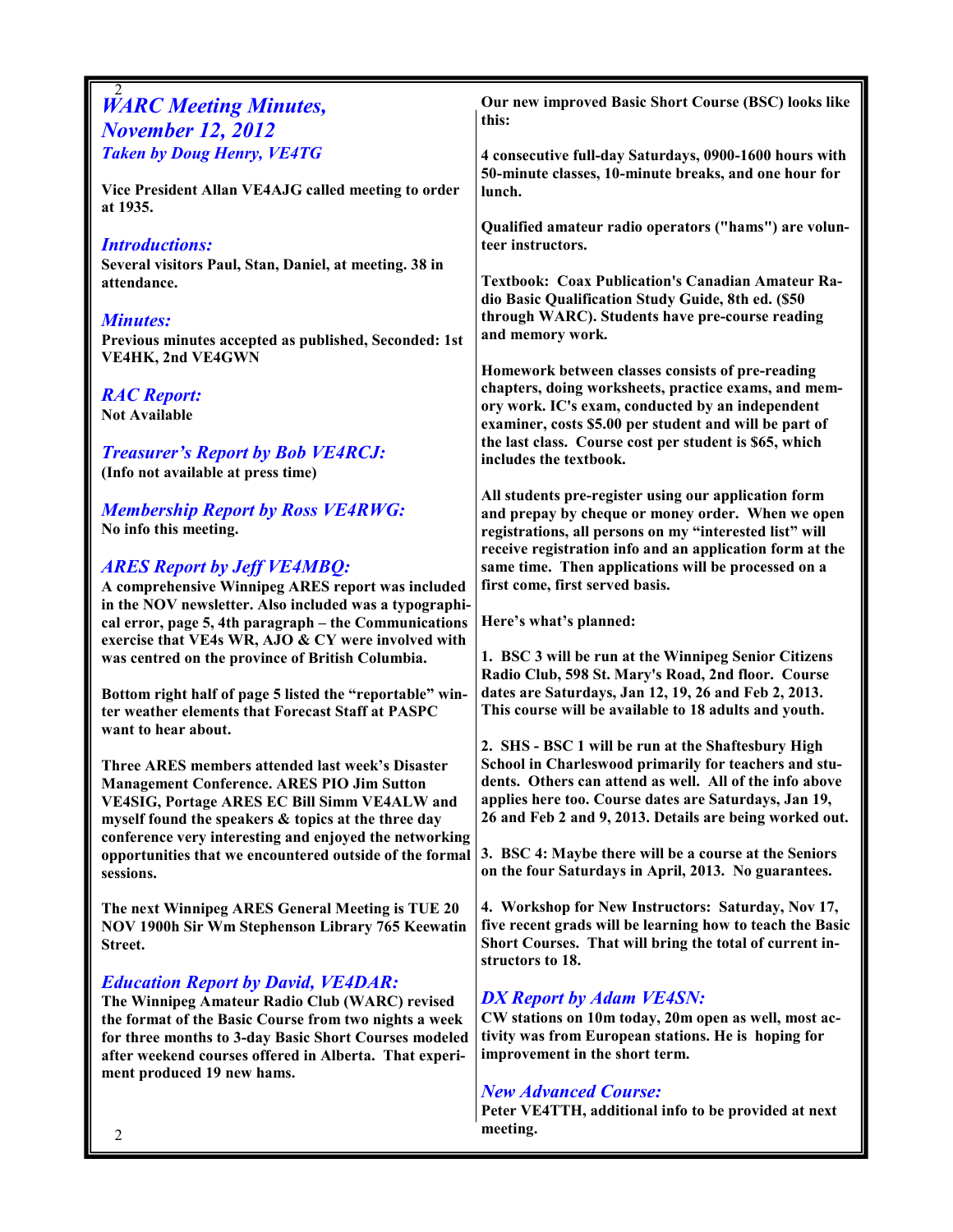## WARC Meeting Minutes, November 12, 2012

### Taken by Doug Henry, VE4TG

**Vice President Allan VE4AJG called meeting to order at 1935.**

### Introductions:

**Several visitors Paul, Stan, Daniel, at meeting. 38 in attendance.**

### Minutes:

**Previous minutes accepted as published, Seconded: 1st VE4HK, 2nd VE4GWN**

### RAC Report:

**Not Available**

### Treasurer's Report by Bob VE4RCJ:

**(Info not available at press time)**

### Membership Report by Ross VE4RWG:

**No info this meeting.**

### ARES Report by Jeff VE4MBQ:

**A comprehensive Winnipeg ARES report was included in the NOV newsletter. Also included was a typographical error, page 5, 4th paragraph – the Communications exercise that VE4s WR, AJO & CY were involved with was centred on the province of British Columbia.**

**Bottom right half of page 5 listed the "reportable" winter weather elements that Forecast Staff at PASPC want to hear about.**

**Three ARES members attended last week's Disaster Management Conference. ARES PIO Jim Sutton VE4SIG, Portage ARES EC Bill Simm VE4ALW and myself found the speakers & topics at the three day conference very interesting and enjoyed the networking opportunities that we encountered outside of the formal sessions.**

**The next Winnipeg ARES General Meeting is TUE 20 NOV 1900h Sir Wm Stephenson Library 765 Keewatin Street.**

### Education Report by David, VE4DAR:

**The Winnipeg Amateur Radio Club (WARC) revised the format of the Basic Course from two nights a week for three months to 3-day Basic Short Courses modeled after weekend courses offered in Alberta. That experiment produced 19 new hams.**

**Our new improved Basic Short Course (BSC) looks like this:**

**4 consecutive full-day Saturdays, 0900-1600 hours with 50-minute classes, 10-minute breaks, and one hour for lunch.**

**Qualified amateur radio operators ("hams") are volunteer instructors.**

**Textbook: Coax Publication's Canadian Amateur Radio Basic Qualification Study Guide, 8th ed. ($50 through WARC). Students have pre-course reading and memory work.**

**Homework between classes consists of pre-reading chapters, doing worksheets, practice exams, and memory work. IC's exam, conducted by an independent examiner, costs $5.00 per student and will be part of the last class. Course cost per student is $65, which includes the textbook.**

**All students pre-register using our application form and prepay by cheque or money order. When we open registrations, all persons on my "interested list" will receive registration info and an application form at the same time. Then applications will be processed on a first come, first served basis.**

**Here's what's planned:**

**1. BSC 3 will be run at the Winnipeg Senior Citizens Radio Club, 598 St. Mary's Road, 2nd floor. Course dates are Saturdays, Jan 12, 19, 26 and Feb 2, 2013. This course will be available to 18 adults and youth.**

**2. SHS - BSC 1 will be run at the Shaftesbury High School in Charleswood primarily for teachers and students. Others can attend as well. All of the info above applies here too. Course dates are Saturdays, Jan 19, 26 and Feb 2 and 9, 2013. Details are being worked out.**

**3. BSC 4: Maybe there will be a course at the Seniors on the four Saturdays in April, 2013. No guarantees.**

**4. Workshop for New Instructors: Saturday, Nov 17, five recent grads will be learning how to teach the Basic Short Courses. That will bring the total of current instructors to 18.**

### DX Report by Adam VE4SN:

**CW stations on 10m today, 20m open as well, most activity was from European stations. He is hoping for improvement in the short term.**

### New Advanced Course:

**Peter VE4TTH, additional info to be provided at next meeting.**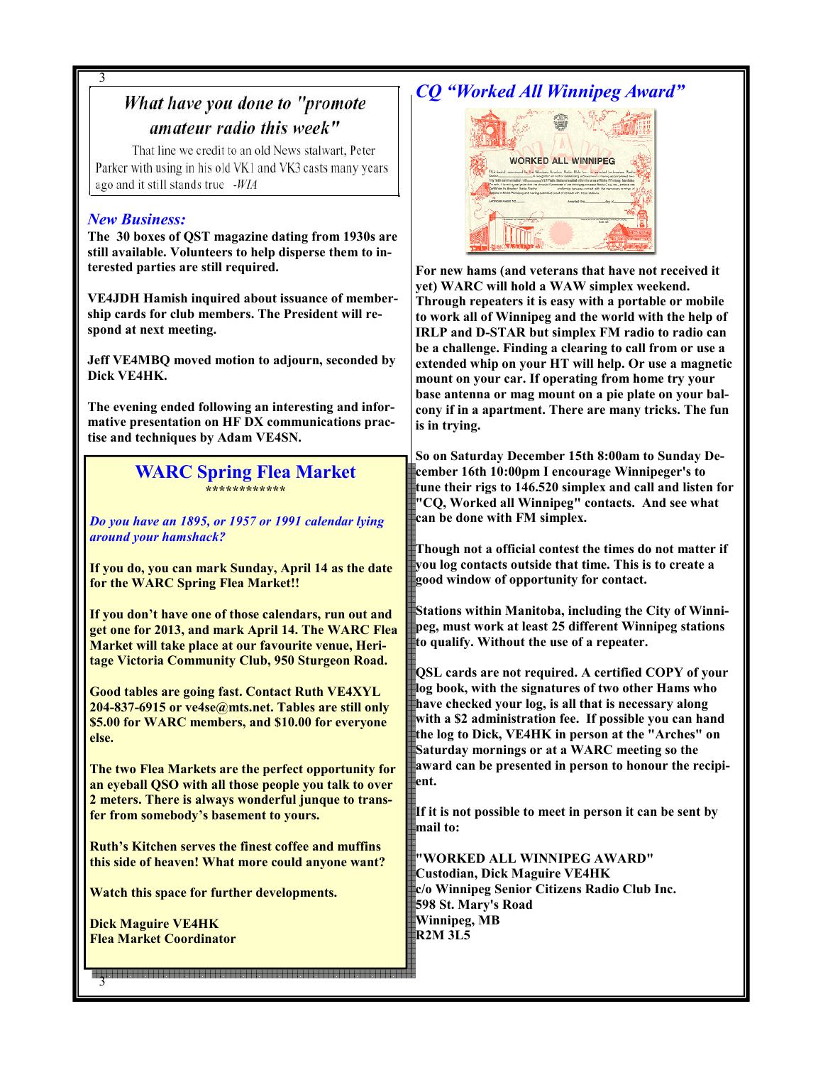## What have you done to "promote amateur radio this week"

That line we credit to an old News stalwart, Peter Parker with using in his old VK1 and VK3 casts many years ago and it still stands true -*WIA*

### *New Business:*

**The 30 boxes of QST magazine dating from 1930s are still available. Volunteers to help disperse them to interested parties are still required.**

**VE4JDH Hamish inquired about issuance of membership cards for club members. The President will respond at next meeting.**

**Jeff VE4MBQ moved motion to adjourn, seconded by Dick VE4HK.**

**The evening ended following an interesting and informative presentation on HF DX communications practise and techniques by Adam VE4SN.**

## WARC Spring Flea Market

\*\*\*\*\*\*\*\*\*\*\*\*

***Do you have an 1895, or 1957 or 1991 calendar lying around your hamshack?***

**If you do, you can mark Sunday, April 14 as the date for the WARC Spring Flea Market!!**

**If you don't have one of those calendars, run out and get one for 2013, and mark April 14. The WARC Flea Market will take place at our favourite venue, Heritage Victoria Community Club, 950 Sturgeon Road.**

**Good tables are going fast. Contact Ruth VE4XYL 204-837-6915 or ve4se@mts.net. Tables are still only $5.00 for WARC members, and $10.00 for everyone else.**

**The two Flea Markets are the perfect opportunity for an eyeball QSO with all those people you talk to over 2 meters. There is always wonderful junque to transfer from somebody's basement to yours.**

**Ruth's Kitchen serves the finest coffee and muffins this side of heaven! What more could anyone want?**

**Watch this space for further developments.**

**Dick Maguire VE4HK**
**Flea Market Coordinator**

## *CQ "Worked All Winnipeg Award"*

**For new hams (and veterans that have not received it yet) WARC will hold a WAW simplex weekend. Through repeaters it is easy with a portable or mobile to work all of Winnipeg and the world with the help of IRLP and D-STAR but simplex FM radio to radio can be a challenge. Finding a clearing to call from or use a extended whip on your HT will help. Or use a magnetic mount on your car. If operating from home try your base antenna or mag mount on a pie plate on your balcony if in a apartment. There are many tricks. The fun is in trying.**

**So on Saturday December 15th 8:00am to Sunday December 16th 10:00pm I encourage Winnipeger's to tune their rigs to 146.520 simplex and call and listen for "CQ, Worked all Winnipeg" contacts. And see what can be done with FM simplex.**

**Though not a official contest the times do not matter if you log contacts outside that time. This is to create a good window of opportunity for contact.**

**Stations within Manitoba, including the City of Winnipeg, must work at least 25 different Winnipeg stations to qualify. Without the use of a repeater.**

**QSL cards are not required. A certified COPY of your log book, with the signatures of two other Hams who have checked your log, is all that is necessary along with a $2 administration fee. If possible you can hand the log to Dick, VE4HK in person at the "Arches" on Saturday mornings or at a WARC meeting so the award can be presented in person to honour the recipient.**

**If it is not possible to meet in person it can be sent by mail to:**

**"WORKED ALL WINNIPEG AWARD"**
**Custodian, Dick Maguire VE4HK**
**c/o Winnipeg Senior Citizens Radio Club Inc.**
**598 St. Mary's Road**
**Winnipeg, MB**
**R2M 3L5**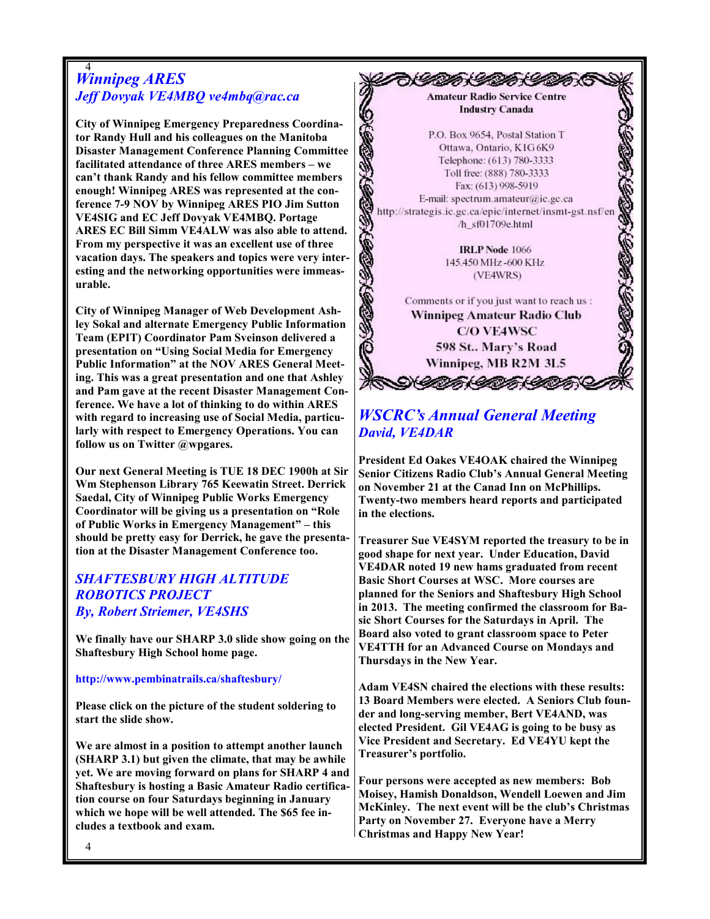## *Winnipeg ARES*

### *Jeff Dovyak VE4MBQ ve4mbq@rac.ca*

**City of Winnipeg Emergency Preparedness Coordinator Randy Hull and his colleagues on the Manitoba Disaster Management Conference Planning Committee facilitated attendance of three ARES members – we can't thank Randy and his fellow committee members enough! Winnipeg ARES was represented at the conference 7-9 NOV by Winnipeg ARES PIO Jim Sutton VE4SIG and EC Jeff Dovyak VE4MBQ. Portage ARES EC Bill Simm VE4ALW was also able to attend. From my perspective it was an excellent use of three vacation days. The speakers and topics were very interesting and the networking opportunities were immeasurable.**

**City of Winnipeg Manager of Web Development Ashley Sokal and alternate Emergency Public Information Team (EPIT) Coordinator Pam Sveinson delivered a presentation on "Using Social Media for Emergency Public Information" at the NOV ARES General Meeting. This was a great presentation and one that Ashley and Pam gave at the recent Disaster Management Conference. We have a lot of thinking to do within ARES with regard to increasing use of Social Media, particularly with respect to Emergency Operations. You can follow us on Twitter @wpgares.**

**Our next General Meeting is TUE 18 DEC 1900h at Sir Wm Stephenson Library 765 Keewatin Street. Derrick Saedal, City of Winnipeg Public Works Emergency Coordinator will be giving us a presentation on "Role of Public Works in Emergency Management" – this should be pretty easy for Derrick, he gave the presentation at the Disaster Management Conference too.**

## *SHAFTESBURY HIGH ALTITUDE ROBOTICS PROJECT*

### *By, Robert Striemer, VE4SHS*

**We finally have our SHARP 3.0 slide show going on the Shaftesbury High School home page.**

**http://www.pembinatrails.ca/shaftesbury/**

**Please click on the picture of the student soldering to start the slide show.**

**We are almost in a position to attempt another launch (SHARP 3.1) but given the climate, that may be awhile yet. We are moving forward on plans for SHARP 4 and Shaftesbury is hosting a Basic Amateur Radio certification course on four Saturdays beginning in January which we hope will be well attended. The $65 fee includes a textbook and exam.**

---

**Amateur Radio Service Centre**
**Industry Canada**

P.O. Box 9654, Postal Station T
Ottawa, Ontario, K1G 6K9
Telephone: (613) 780-3333
Toll free: (888) 780-3333
Fax: (613) 998-5919
E-mail: spectrum.amateur@ic.gc.ca
http://strategis.ic.gc.ca/epic/internet/insmt-gst.nsf/en/h_sf01709e.html

**IRLP Node** 1066
145.450 MHz -600 KHz
(VE4WRS)

Comments or if you just want to reach us :
**Winnipeg Amateur Radio Club**
**C/O VE4WSC**
**598 St.. Mary's Road**
**Winnipeg, MB R2M 3L5**

---

## *WSCRC's Annual General Meeting*

### *David, VE4DAR*

**President Ed Oakes VE4OAK chaired the Winnipeg Senior Citizens Radio Club's Annual General Meeting on November 21 at the Canad Inn on McPhillips. Twenty-two members heard reports and participated in the elections.**

**Treasurer Sue VE4SYM reported the treasury to be in good shape for next year. Under Education, David VE4DAR noted 19 new hams graduated from recent Basic Short Courses at WSC. More courses are planned for the Seniors and Shaftesbury High School in 2013. The meeting confirmed the classroom for Basic Short Courses for the Saturdays in April. The Board also voted to grant classroom space to Peter VE4TTH for an Advanced Course on Mondays and Thursdays in the New Year.**

**Adam VE4SN chaired the elections with these results: 13 Board Members were elected. A Seniors Club founder and long-serving member, Bert VE4AND, was elected President. Gil VE4AG is going to be busy as Vice President and Secretary. Ed VE4YU kept the Treasurer's portfolio.**

**Four persons were accepted as new members: Bob Moisey, Hamish Donaldson, Wendell Loewen and Jim McKinley. The next event will be the club's Christmas Party on November 27. Everyone have a Merry Christmas and Happy New Year!**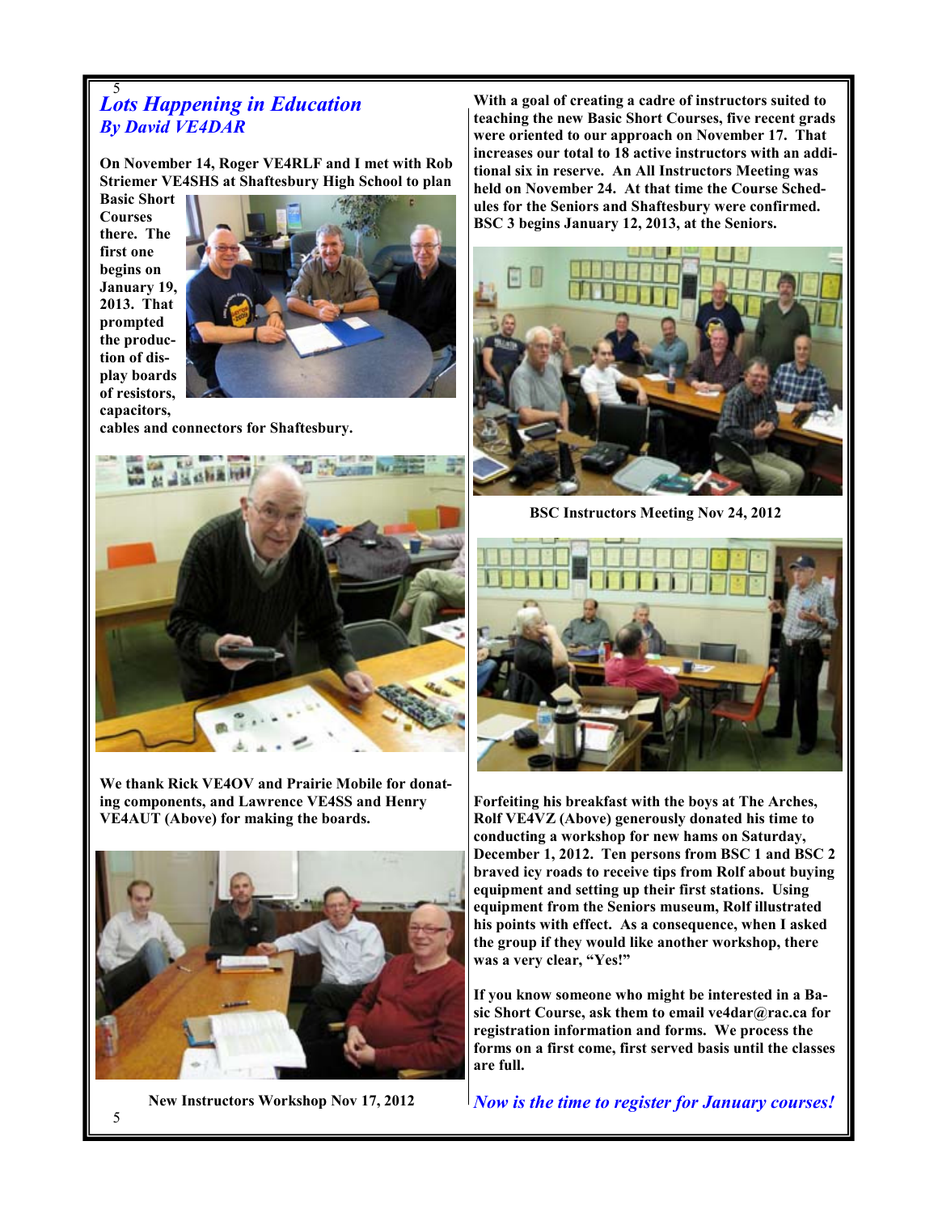## *Lots Happening in Education*
### *By David VE4DAR*

**On November 14, Roger VE4RLF and I met with Rob Striemer VE4SHS at Shaftesbury High School to plan Basic Short Courses there. The first one begins on January 19, 2013. That prompted the production of display boards of resistors, capacitors, cables and connectors for Shaftesbury.**

**We thank Rick VE4OV and Prairie Mobile for donating components, and Lawrence VE4SS and Henry VE4AUT (Above) for making the boards.**

**New Instructors Workshop Nov 17, 2012**

**With a goal of creating a cadre of instructors suited to teaching the new Basic Short Courses, five recent grads were oriented to our approach on November 17. That increases our total to 18 active instructors with an additional six in reserve. An All Instructors Meeting was held on November 24. At that time the Course Schedules for the Seniors and Shaftesbury were confirmed. BSC 3 begins January 12, 2013, at the Seniors.**

**BSC Instructors Meeting Nov 24, 2012**

**Forfeiting his breakfast with the boys at The Arches, Rolf VE4VZ (Above) generously donated his time to conducting a workshop for new hams on Saturday, December 1, 2012. Ten persons from BSC 1 and BSC 2 braved icy roads to receive tips from Rolf about buying equipment and setting up their first stations. Using equipment from the Seniors museum, Rolf illustrated his points with effect. As a consequence, when I asked the group if they would like another workshop, there was a very clear, "Yes!"**

**If you know someone who might be interested in a Basic Short Course, ask them to email ve4dar@rac.ca for registration information and forms. We process the forms on a first come, first served basis until the classes are full.**

***Now is the time to register for January courses!***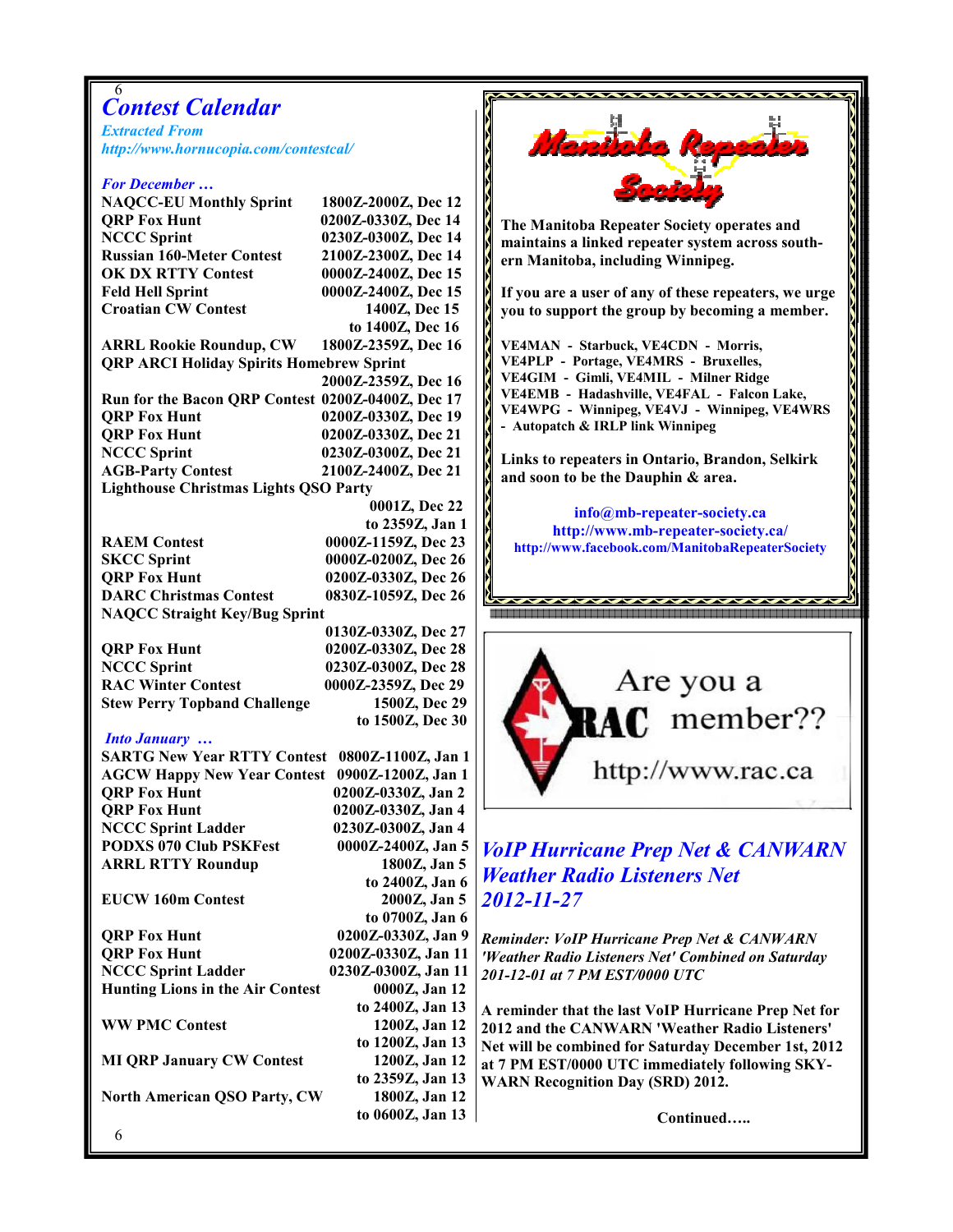## Contest Calendar

*Extracted From http://www.hornucopia.com/contestcal/*

*For December …*

| Contest | Time |
|---|---|
| NAQCC-EU Monthly Sprint | 1800Z-2000Z, Dec 12 |
| QRP Fox Hunt | 0200Z-0330Z, Dec 14 |
| NCCC Sprint | 0230Z-0300Z, Dec 14 |
| Russian 160-Meter Contest | 2100Z-2300Z, Dec 14 |
| OK DX RTTY Contest | 0000Z-2400Z, Dec 15 |
| Feld Hell Sprint | 0000Z-2400Z, Dec 15 |
| Croatian CW Contest | 1400Z, Dec 15 to 1400Z, Dec 16 |
| ARRL Rookie Roundup, CW | 1800Z-2359Z, Dec 16 |
| QRP ARCI Holiday Spirits Homebrew Sprint | 2000Z-2359Z, Dec 16 |
| Run for the Bacon QRP Contest | 0200Z-0400Z, Dec 17 |
| QRP Fox Hunt | 0200Z-0330Z, Dec 19 |
| QRP Fox Hunt | 0200Z-0330Z, Dec 21 |
| NCCC Sprint | 0230Z-0300Z, Dec 21 |
| AGB-Party Contest | 2100Z-2400Z, Dec 21 |
| Lighthouse Christmas Lights QSO Party | 0001Z, Dec 22 to 2359Z, Jan 1 |
| RAEM Contest | 0000Z-1159Z, Dec 23 |
| SKCC Sprint | 0000Z-0200Z, Dec 26 |
| QRP Fox Hunt | 0200Z-0330Z, Dec 26 |
| DARC Christmas Contest | 0830Z-1059Z, Dec 26 |
| NAQCC Straight Key/Bug Sprint | 0130Z-0330Z, Dec 27 |
| QRP Fox Hunt | 0200Z-0330Z, Dec 28 |
| NCCC Sprint | 0230Z-0300Z, Dec 28 |
| RAC Winter Contest | 0000Z-2359Z, Dec 29 |
| Stew Perry Topband Challenge | 1500Z, Dec 29 to 1500Z, Dec 30 |

*Into January …*

| Contest | Time |
|---|---|
| SARTG New Year RTTY Contest | 0800Z-1100Z, Jan 1 |
| AGCW Happy New Year Contest | 0900Z-1200Z, Jan 1 |
| QRP Fox Hunt | 0200Z-0330Z, Jan 2 |
| QRP Fox Hunt | 0200Z-0330Z, Jan 4 |
| NCCC Sprint Ladder | 0230Z-0300Z, Jan 4 |
| PODXS 070 Club PSKFest | 0000Z-2400Z, Jan 5 |
| ARRL RTTY Roundup | 1800Z, Jan 5 to 2400Z, Jan 6 |
| EUCW 160m Contest | 2000Z, Jan 5 to 0700Z, Jan 6 |
| QRP Fox Hunt | 0200Z-0330Z, Jan 9 |
| QRP Fox Hunt | 0200Z-0330Z, Jan 11 |
| NCCC Sprint Ladder | 0230Z-0300Z, Jan 11 |
| Hunting Lions in the Air Contest | 0000Z, Jan 12 to 2400Z, Jan 13 |
| WW PMC Contest | 1200Z, Jan 12 to 1200Z, Jan 13 |
| MI QRP January CW Contest | 1200Z, Jan 12 to 2359Z, Jan 13 |
| North American QSO Party, CW | 1800Z, Jan 12 to 0600Z, Jan 13 |

**Manitoba Repeater Society**

**The Manitoba Repeater Society operates and maintains a linked repeater system across southern Manitoba, including Winnipeg.**

**If you are a user of any of these repeaters, we urge you to support the group by becoming a member.**

**VE4MAN - Starbuck, VE4CDN - Morris, VE4PLP - Portage, VE4MRS - Bruxelles, VE4GIM - Gimli, VE4MIL - Milner Ridge VE4EMB - Hadashville, VE4FAL - Falcon Lake, VE4WPG - Winnipeg, VE4VJ - Winnipeg, VE4WRS - Autopatch & IRLP link Winnipeg**

**Links to repeaters in Ontario, Brandon, Selkirk and soon to be the Dauphin & area.**

**info@mb-repeater-society.ca**
**http://www.mb-repeater-society.ca/**
**http://www.facebook.com/ManitobaRepeaterSociety**

Are you a RAC member??
http://www.rac.ca

## VoIP Hurricane Prep Net & CANWARN Weather Radio Listeners Net 2012-11-27

***Reminder: VoIP Hurricane Prep Net & CANWARN 'Weather Radio Listeners Net' Combined on Saturday 201-12-01 at 7 PM EST/0000 UTC***

**A reminder that the last VoIP Hurricane Prep Net for 2012 and the CANWARN 'Weather Radio Listeners' Net will be combined for Saturday December 1st, 2012 at 7 PM EST/0000 UTC immediately following SKYWARN Recognition Day (SRD) 2012.**

**Continued…..**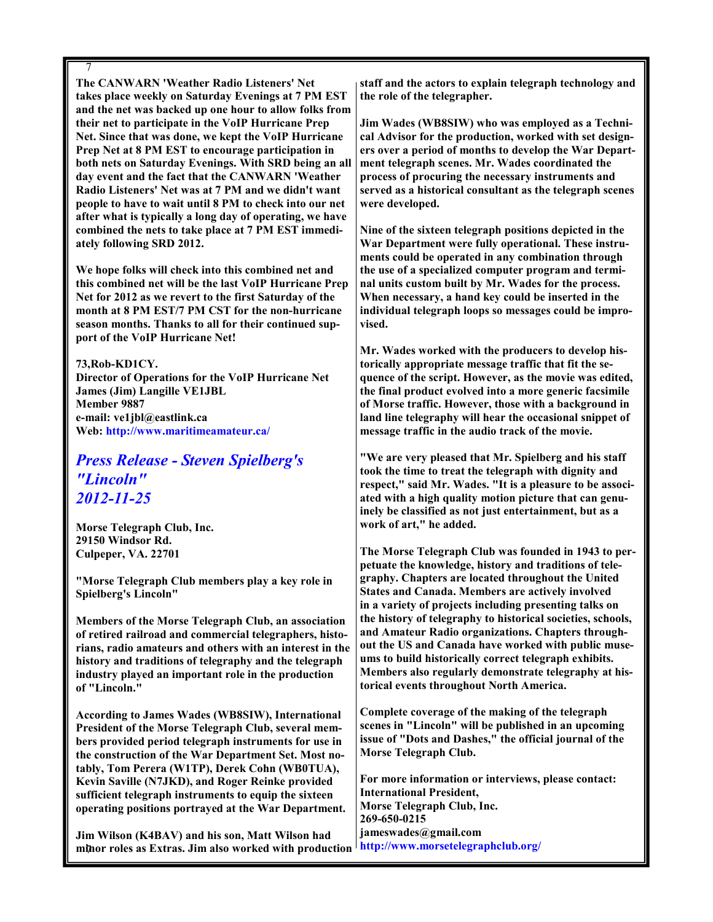**The CANWARN 'Weather Radio Listeners' Net takes place weekly on Saturday Evenings at 7 PM EST and the net was backed up one hour to allow folks from their net to participate in the VoIP Hurricane Prep Net. Since that was done, we kept the VoIP Hurricane Prep Net at 8 PM EST to encourage participation in both nets on Saturday Evenings. With SRD being an all day event and the fact that the CANWARN 'Weather Radio Listeners' Net was at 7 PM and we didn't want people to have to wait until 8 PM to check into our net after what is typically a long day of operating, we have combined the nets to take place at 7 PM EST immediately following SRD 2012.**

**We hope folks will check into this combined net and this combined net will be the last VoIP Hurricane Prep Net for 2012 as we revert to the first Saturday of the month at 8 PM EST/7 PM CST for the non-hurricane season months. Thanks to all for their continued support of the VoIP Hurricane Net!**

**73,Rob-KD1CY.**
**Director of Operations for the VoIP Hurricane Net**
**James (Jim) Langille VE1JBL**
**Member 9887**
**e-mail: ve1jbl@eastlink.ca**
**Web: http://www.maritimeamateur.ca/**

## *Press Release - Steven Spielberg's "Lincoln" 2012-11-25*

**Morse Telegraph Club, Inc.**
**29150 Windsor Rd.**
**Culpeper, VA. 22701**

**"Morse Telegraph Club members play a key role in Spielberg's Lincoln"**

**Members of the Morse Telegraph Club, an association of retired railroad and commercial telegraphers, historians, radio amateurs and others with an interest in the history and traditions of telegraphy and the telegraph industry played an important role in the production of "Lincoln."**

**According to James Wades (WB8SIW), International President of the Morse Telegraph Club, several members provided period telegraph instruments for use in the construction of the War Department Set. Most notably, Tom Perera (W1TP), Derek Cohn (WB0TUA), Kevin Saville (N7JKD), and Roger Reinke provided sufficient telegraph instruments to equip the sixteen operating positions portrayed at the War Department.**

**Jim Wilson (K4BAV) and his son, Matt Wilson had minor roles as Extras. Jim also worked with production staff and the actors to explain telegraph technology and the role of the telegrapher.**

**Jim Wades (WB8SIW) who was employed as a Technical Advisor for the production, worked with set designers over a period of months to develop the War Department telegraph scenes. Mr. Wades coordinated the process of procuring the necessary instruments and served as a historical consultant as the telegraph scenes were developed.**

**Nine of the sixteen telegraph positions depicted in the War Department were fully operational. These instruments could be operated in any combination through the use of a specialized computer program and terminal units custom built by Mr. Wades for the process. When necessary, a hand key could be inserted in the individual telegraph loops so messages could be improvised.**

**Mr. Wades worked with the producers to develop historically appropriate message traffic that fit the sequence of the script. However, as the movie was edited, the final product evolved into a more generic facsimile of Morse traffic. However, those with a background in land line telegraphy will hear the occasional snippet of message traffic in the audio track of the movie.**

**"We are very pleased that Mr. Spielberg and his staff took the time to treat the telegraph with dignity and respect," said Mr. Wades. "It is a pleasure to be associated with a high quality motion picture that can genuinely be classified as not just entertainment, but as a work of art," he added.**

**The Morse Telegraph Club was founded in 1943 to perpetuate the knowledge, history and traditions of telegraphy. Chapters are located throughout the United States and Canada. Members are actively involved in a variety of projects including presenting talks on the history of telegraphy to historical societies, schools, and Amateur Radio organizations. Chapters throughout the US and Canada have worked with public museums to build historically correct telegraph exhibits. Members also regularly demonstrate telegraphy at historical events throughout North America.**

**Complete coverage of the making of the telegraph scenes in "Lincoln" will be published in an upcoming issue of "Dots and Dashes," the official journal of the Morse Telegraph Club.**

**For more information or interviews, please contact:**
**International President,**
**Morse Telegraph Club, Inc.**
**269-650-0215**
**jameswades@gmail.com**
**http://www.morsetelegraphclub.org/**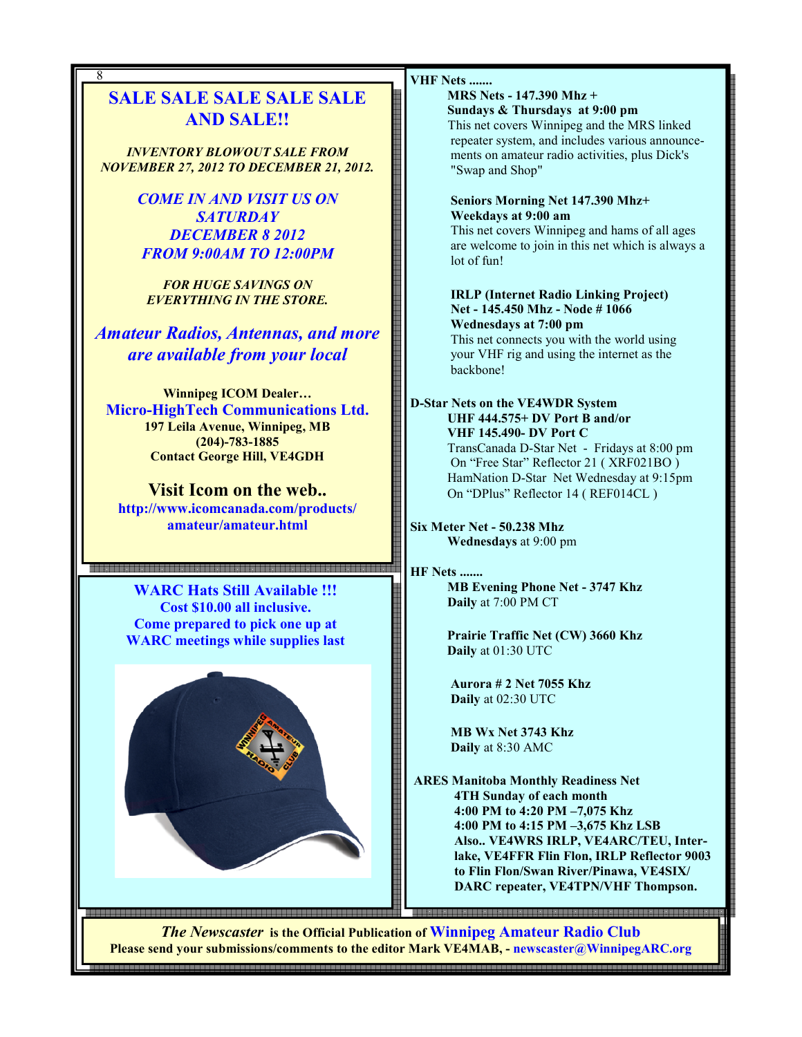## SALE SALE SALE SALE SALE AND SALE!!

*INVENTORY BLOWOUT SALE FROM NOVEMBER 27, 2012 TO DECEMBER 21, 2012.*

***COME IN AND VISIT US ON SATURDAY DECEMBER 8 2012 FROM 9:00AM TO 12:00PM***

*FOR HUGE SAVINGS ON EVERYTHING IN THE STORE.*

***Amateur Radios, Antennas, and more are available from your local***

**Winnipeg ICOM Dealer…**
**Micro-HighTech Communications Ltd.**
**197 Leila Avenue, Winnipeg, MB**
**(204)-783-1885**
**Contact George Hill, VE4GDH**

**Visit Icom on the web..**
**http://www.icomcanada.com/products/amateur/amateur.html**

**WARC Hats Still Available !!!**
**Cost $10.00 all inclusive.**
**Come prepared to pick one up at WARC meetings while supplies last**

**VHF Nets .......**

**MRS Nets - 147.390 Mhz +**
**Sundays & Thursdays at 9:00 pm**
This net covers Winnipeg and the MRS linked repeater system, and includes various announcements on amateur radio activities, plus Dick's "Swap and Shop"

**Seniors Morning Net 147.390 Mhz+**
**Weekdays at 9:00 am**
This net covers Winnipeg and hams of all ages are welcome to join in this net which is always a lot of fun!

**IRLP (Internet Radio Linking Project) Net - 145.450 Mhz - Node # 1066**
**Wednesdays at 7:00 pm**
This net connects you with the world using your VHF rig and using the internet as the backbone!

**D-Star Nets on the VE4WDR System**
**UHF 444.575+ DV Port B and/or**
**VHF 145.490- DV Port C**
TransCanada D-Star Net - Fridays at 8:00 pm
On “Free Star” Reflector 21 ( XRF021BO )
HamNation D-Star Net Wednesday at 9:15pm
On “DPlus” Reflector 14 ( REF014CL )

**Six Meter Net - 50.238 Mhz**
**Wednesdays** at 9:00 pm

**HF Nets .......**

**MB Evening Phone Net - 3747 Khz**
**Daily** at 7:00 PM CT

**Prairie Traffic Net (CW) 3660 Khz**
**Daily** at 01:30 UTC

**Aurora # 2 Net 7055 Khz**
**Daily** at 02:30 UTC

**MB Wx Net 3743 Khz**
**Daily** at 8:30 AMC

**ARES Manitoba Monthly Readiness Net**
**4TH Sunday of each month**
**4:00 PM to 4:20 PM –7,075 Khz**
**4:00 PM to 4:15 PM –3,675 Khz LSB**
**Also.. VE4WRS IRLP, VE4ARC/TEU, Interlake, VE4FFR Flin Flon, IRLP Reflector 9003 to Flin Flon/Swan River/Pinawa, VE4SIX/DARC repeater, VE4TPN/VHF Thompson.**

***The Newscaster* is the Official Publication of Winnipeg Amateur Radio Club**
**Please send your submissions/comments to the editor Mark VE4MAB, - newscaster@WinnipegARC.org**